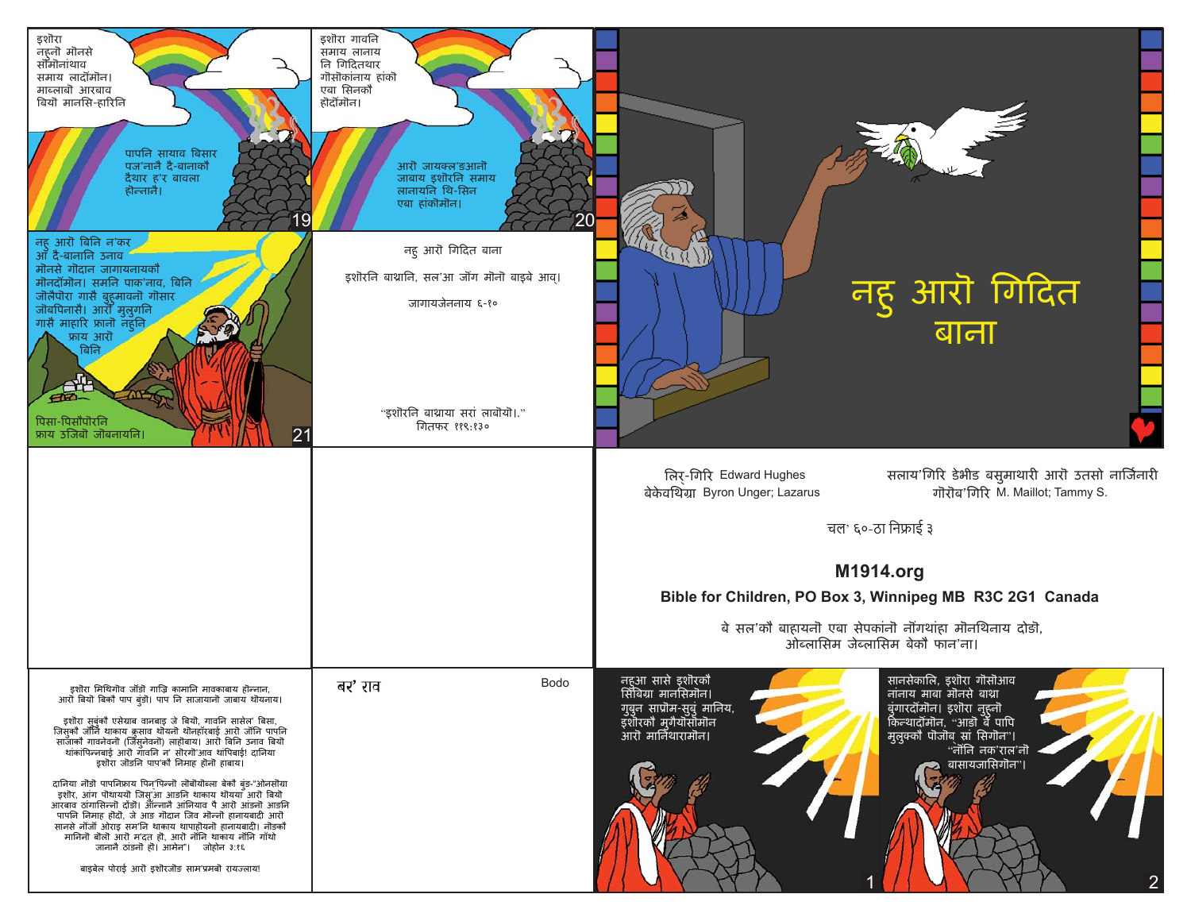इशोरा
नहूनो मोनसे
सोंमोनांथाव
समाय लादोंमोन।
माब्लाबो आरबाव
बियो मानसि-हारिनि

पापनि सायाव बिसार
पज'नानै दै-बानाकौ
दैथार ह'र बावला
होन्नानै।

19

इशोरा गावनि
समाय लानाय
नि गिदितथार
गोसोकांनाय हांको
एबा सिनको
होदोंमोन।

आरो जायखल'ङआनो
जाबाय इशोरनि समाय
लानायनि थि-सिन
एबा हांकोमोन।

20

नहू आरो बिनि न'कर
आ दै-बानानि उनाव
मोनसे गोदान जागायनायको
मोनदोंमोन। समनि पाक'नाव, बिनि
जोलैफोरा गासै बुहूमावनो गोसार
जोबफिनासै। आरो मुलुगनि
गासै माहारि फ्रानो नहूनि
फ्राय आरो
बिनि

पिसा-पिसोफोरनि
फ्राय उजिबो जोबनायनि।

21

नहू आरो गिदित बाना

इशोरनि बाथ्रानि, सल'आ जोंन मोनो बाइबे आव्।

जागायजेननाय ६-१०

"इशोरनि बाथ्राया सरां लाबोयो।"
गितफर ११९:१३०

# नहू आरो गिदित बाना

लिर्-गिरि Edward Hughes
बेखेवथिग्रा Byron Unger; Lazarus
सलाय'गिरि डेभीड बसुमाथारी आरो उतसो नार्जिनारी
गोरोब'गिरि M. Maillot; Tammy S.

चल' ६०-ठा निफ्राई ३

**M1914.org**

**Bible for Children, PO Box 3, Winnipeg MB R3C 2G1 Canada**

बे सल'को बाहायनो एबा सेपकांनो नोंथांहा मोनथिनाय दोङो,
ओब्लासिम जेब्लासिम बेको फान'ना।

इशोरा मिथिगोव जोंङो गाज्रि कामानि मावखाबाय होन्नान,
आरो बियो बिको पाप बुङो। पाप नि साजायानो जाबाय थोयनाय।

इशोरा सुबुंको एसेयाव बानबाइ जे बियो, गावनि सासेल' बिसा,
जिसुको जोंनि थाखाय कुसाव थोयनो थोनहोरबाई आरो जोंनि पापनि
साजाको गावनेवनो (जिसुनेवनो) लाहोबाय। आरो बिनि उनाव बियो
थांफिन्नबाई आरो गावनि न' सोरगोआव थाफिबाई! दानिया
इशोरा जोंङनि पाप'को निमाह होनो हाबाय।

दानिया नोंङो पापनिफ्राय फिन'फिन्नो लोबोयोब्ला बेको बुङ-"ओनसोंग्रा
इशोर, आंग पोथाययो जिसुआ आङनि थाखाय थोयया आरो बियो
आरवाव ठांगासिन्नो दोङो। आन्नानै आंनियाव फै आरो आंङनो आङनि
पापनि निमाह होदो, जे आङ गोदान जिव मोन्नो हानायबादी आरो
सानसे नोंजों ओराइ सम'नि थाखाय थापाहोयनो हानायबादी। नोंङको
मानिनो बोलो आरो म'दत हो, आरो नोंनि थाखाय नोंनि गोथो
जानानै ठांङनो हो। आमेन"। जोहोन ३:१६

बाइबेल पोराई आरो इशोरजोंङ साम'प्रमबो रायज्लाय!

बर' राव

Bodo

नहूआ सासे इशोरको
सिबिग्रा मानसिमोन।
गुबुन साप्रोम-सुबुं मानिय,
इशोरको मुगैयोसोमोन
आरो मानिथारामोन।

1

सानसेखालि, इशोरा गोसोआव
नांनाय माबा मोनसे बाथ्रा
बुंगारदोंमोन। इशोरा नहूनो
खिन्थादोंमोन, "आङो बे पापि
मुलुक्को फोजोब सा सिगोन"।
"नोंनि नक'राल'नो
बासायजासिगोन"।

2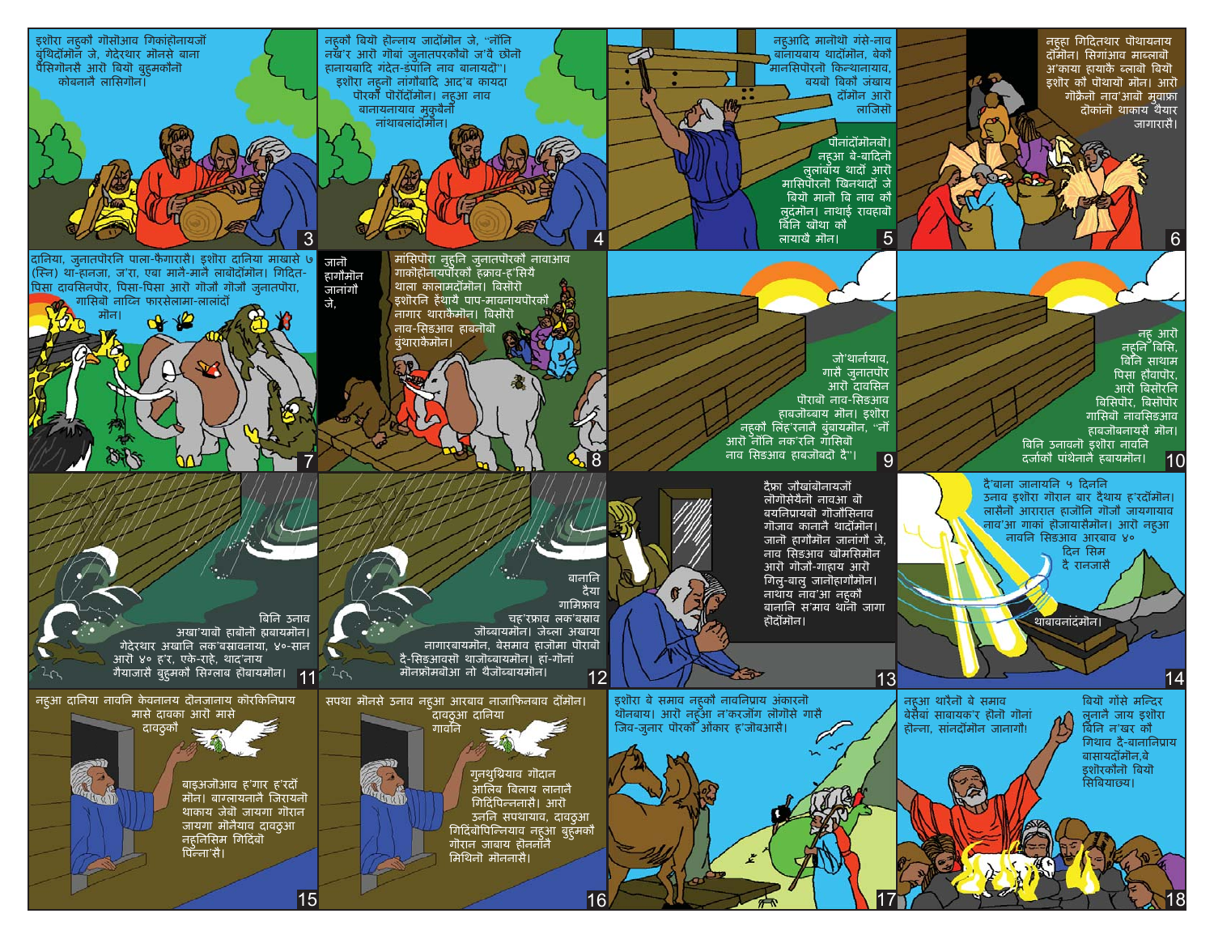इशोरा नहूकौ गोसोआव गिकांहोनायजों बुथिदोंमोन जे, गेदेरथार मोनसे बाना पैसिगोनसै आरो बियो बुहुमकौनो कोबनानै लासिगोन।

3

नहूकौ बियो होन्नाय जादोंमोन जे, "नोंनि नखं'र आरो गोबां जुनातपरकौबो ज'बै छोनो हानायबादि गंदेत-इफानि नाव बानायदो"। इशोरा नहूनो नांगौबादि आद'ब कायदा पोरको पोरोदोंमोन। नहूआ नाव बानायनायाव मुकुबैनो नाथाबलांदोंमोन।

4

नहूआदि मानोंथो गंसे-नाव बानायबाय थादोंमोन, बेको मानसिफोरनो किन्थानायाव, बयबो बिको जंखाय दोंमोन आरो लाजिसो

पौनांदोंमोनबो। नहूआ बे-बादिनो तुलांबाय थादों आरो मानसिफोरनो खिनथादों जे बियो मानो बि नाव को लुदोंमोन। नाथाई रावहाबो बिनि खोथा को लाखिबै मोन।

5

नहूहा गिदितथार पोथायनाय दोंमोन। सिगांआव माब्लाबो अ'काया हायाके ब्लाबो बियो इशोर को पोथायो मोन। आरो गोक्रैनो नाव'आवो मुवाफ्रा दोकांनो थाकाय थैयार जागारासै।

6

दानिया, जुनातपोरनि पाला-फैगारासै। इशोरा दानिया माखासे ७ (स्नि) था-हानजा, ज'रा, एबा माने-माने लाबोदोंमोन। गिदित-पिसा दावसिनपोर, पिसा-पिसा आरो गोजौ गोजौ जुनातपोरा, गासिबो नाव्नि फारसेलामा-लालांदों मोन।

7

जानो हागौमोन जानांगौ जे,

मांसिपोरा नहूनि जुनातपोरको नावाआव गाकोंहोनायपोरको हक्राव-ह'सियै थाला कालामदोंमोन। बिसोरो इशोरनि हैथायै पाप-मावनायपोरको नागार थाराकैमोन। बिसोरो नाव-सिङआव हाबनोबो बुंथाराकैमोन।

8

जो'थार्लायाव, गासै जुनातपोर आरो दावसिन पोराबो नाव-सिङआव हाबजोब्बाय मोन। इशोरा नहूको लिंह'रनानै बुंबायमोन, "नों आरो नोंनि नख'रनि गासिबो नाव सिङआव हाबजोबदो दै"।

9

नहू आरो नहूनि बिसि, बिनि साथाम पिसा हौवापोर, आरो बिसोरनि बिसिपोर, बिसोपोर गासिबो नावसिङआव हाबजोबनायसै मोन। बिनि उनावनो इशोरा नावनि दर्जाको पांथेनानै हबायमोन।

10

बिनि उनाव अखा'याबो हाबोनो हबायमोन। गेदेरथार अखानि लक'बस्रावनाया, ४०-सान आरो ४० ह'र, एके-राहे, थाद'नाय गैयाजासै बुहुमको सिग्लाब होबायमोन।

11

बानानि दैया गामिफ्राव चह'रफ्राव लक'बस्राव जौबायमोन। जेब्ला अखाया नागारबायमोन, बेसमाव हाजोमा पोराबो दै-सिङआवसो थाजोब्बायमोन। हा-गोलां मोनफ्रोमबोआ नो थैजोब्बायमोन।

12

दैफ्रा जौखांबोनायजों लोगोसेयैनो नावआ बो बयनिप्रायबो गोजौसिनाव गोजाव कानानै थादोंमोन। जानो हागौमोन जानांगौ जे, नाव सिङआव खोमसिमोन आरो गोजौ-गाहाय आरो गिलु-बालु जानोंहागौमोन। नाथाय नाव'आ नहूको बानानि स'माव थानो जागा होदोंमोन।

13

दै'बाना जानायनि ५ दिननि उनाव इशोरा गोरान बार दैथाय ह'रदोंमोन। लासैनो आरारात हाजोनि गोजौ जायगायाव नाव'आ गाकां होजायासैमोन। आरो नहूआ नावनि सिङआव आरबाव ४० दिन सिम दै रानजासै थाबावनांदोंमोन।

14

नहूआ दानिया नावनि केवनानाय दोनजानाय कोरकिनिप्राय मासे दावका आरो मासे दावठुको बाइअजोआव ह'गार ह'रदों मोन। बाग्लायनानै जिरायनो थाकाय जेबो जायगा गोरान जायगा मोनैयाव दावठुआ नहूनिसिम गिदिंबो फिन्ना'सै।

15

सपथा मोनसे उनाव नहूआ आरबाव नाजाफिनबाव दोंमोन। दावठुआ दानिया गाबनि गुनथुथियाव गोदान आलिब बिलाय लानानै गिदिंफिन्ननासै। आरो उननि सपथायाव, दावठुआ गिदिंबोफिन्नियाव नहूआ बुहुमको गोरान जाबाय हौननोनै मिथिनो मोननासै।

16

इशोरा बे समाव नहूको नावनिप्राय अंकारनो थोनबाय। आरो नहूआ न'करजोंग लोगोसे गासै जिव-जुनार पोरको ओंकार ह'जोबासै।

17

नहूआ थारैनो बे समाव बेसेबां साबायक'र हौनो गोनां होन्ना, सांनदोंमोन जानागौ।

बियो गोंसे मन्दिर लुनानै जाय इशोरा बिनि न'खर को गिथाव दै-बानानिप्राय बासायदोंमोन,बे इशोरकौनो बियो सिबियाछय।

18